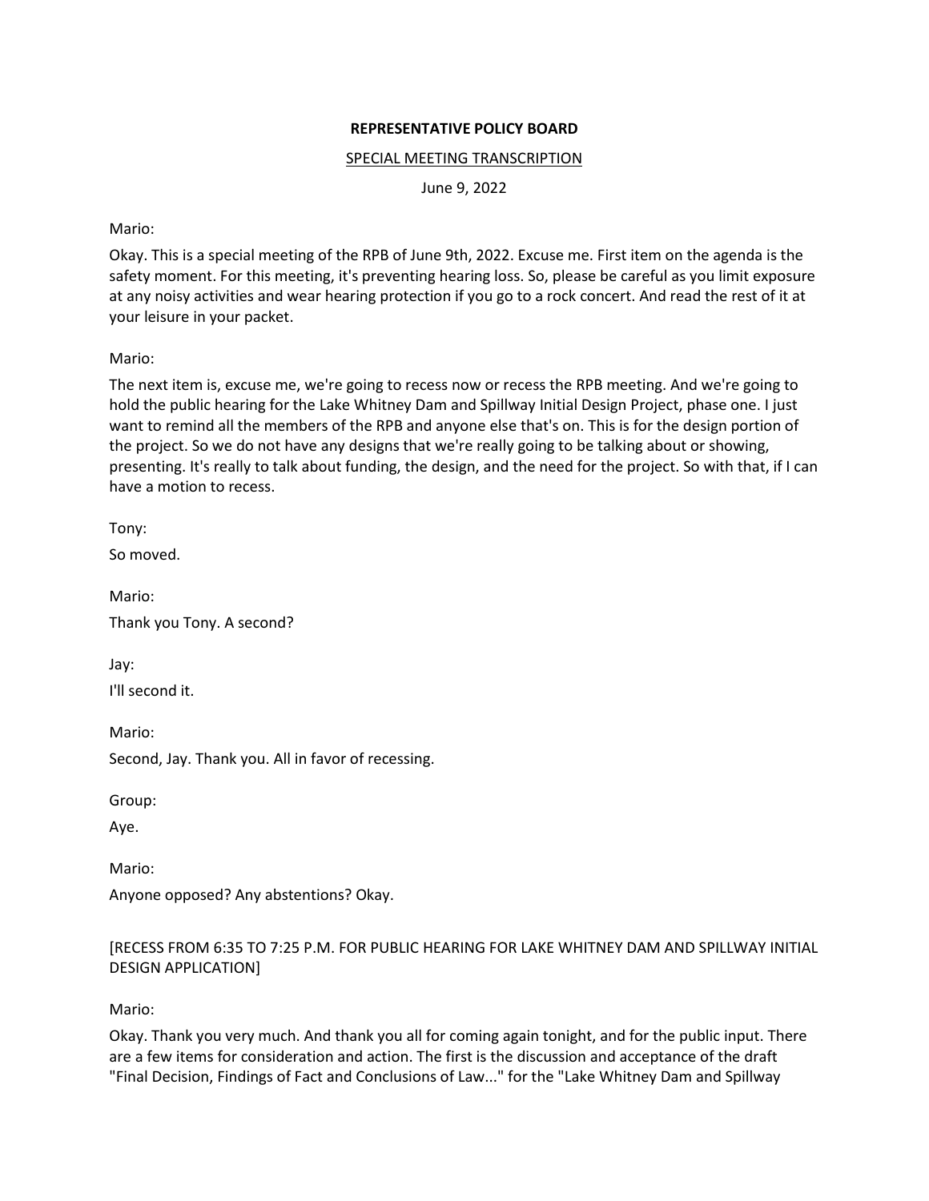**REPRESENTATIVE POLICY BOARD**

<u>SPECIAL MEETING TRANSCRIPTION</u>

June 9, 2022

Mario:

Okay. This is a special meeting of the RPB of June 9th, 2022. Excuse me. First item on the agenda is the safety moment. For this meeting, it's preventing hearing loss. So, please be careful as you limit exposure at any noisy activities and wear hearing protection if you go to a rock concert. And read the rest of it at your leisure in your packet.

Mario:

The next item is, excuse me, we're going to recess now or recess the RPB meeting. And we're going to hold the public hearing for the Lake Whitney Dam and Spillway Initial Design Project, phase one. I just want to remind all the members of the RPB and anyone else that's on. This is for the design portion of the project. So we do not have any designs that we're really going to be talking about or showing, presenting. It's really to talk about funding, the design, and the need for the project. So with that, if I can have a motion to recess.

Tony:

So moved.

Mario:

Thank you Tony. A second?

Jay:

I'll second it.

Mario:

Second, Jay. Thank you. All in favor of recessing.

Group:

Aye.

Mario:

Anyone opposed? Any abstentions? Okay.

[RECESS FROM 6:35 TO 7:25 P.M. FOR PUBLIC HEARING FOR LAKE WHITNEY DAM AND SPILLWAY INITIAL DESIGN APPLICATION]

Mario:

Okay. Thank you very much. And thank you all for coming again tonight, and for the public input. There are a few items for consideration and action. The first is the discussion and acceptance of the draft "Final Decision, Findings of Fact and Conclusions of Law..." for the "Lake Whitney Dam and Spillway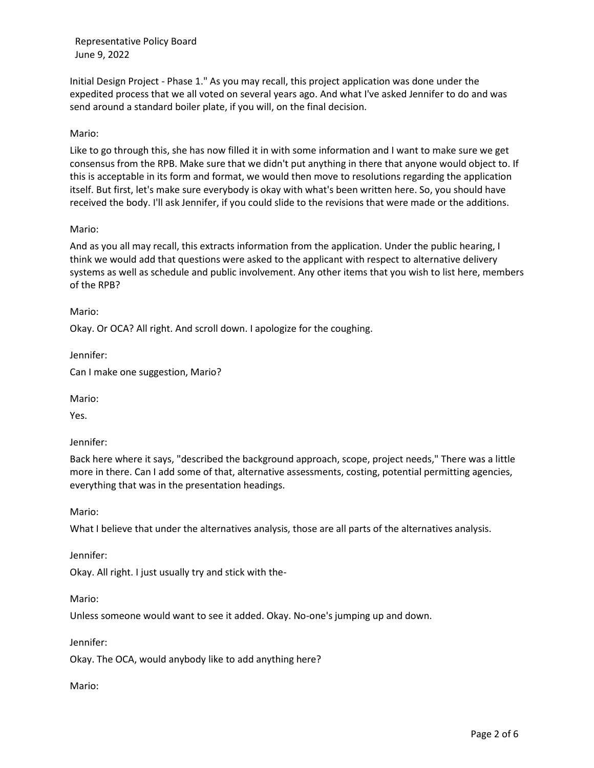Initial Design Project - Phase 1." As you may recall, this project application was done under the expedited process that we all voted on several years ago. And what I've asked Jennifer to do and was send around a standard boiler plate, if you will, on the final decision.

Mario:

Like to go through this, she has now filled it in with some information and I want to make sure we get consensus from the RPB. Make sure that we didn't put anything in there that anyone would object to. If this is acceptable in its form and format, we would then move to resolutions regarding the application itself. But first, let's make sure everybody is okay with what's been written here. So, you should have received the body. I'll ask Jennifer, if you could slide to the revisions that were made or the additions.

Mario:

And as you all may recall, this extracts information from the application. Under the public hearing, I think we would add that questions were asked to the applicant with respect to alternative delivery systems as well as schedule and public involvement. Any other items that you wish to list here, members of the RPB?

Mario:

Okay. Or OCA? All right. And scroll down. I apologize for the coughing.

Jennifer:

Can I make one suggestion, Mario?

Mario:

Yes.

Jennifer:

Back here where it says, "described the background approach, scope, project needs," There was a little more in there. Can I add some of that, alternative assessments, costing, potential permitting agencies, everything that was in the presentation headings.

Mario:

What I believe that under the alternatives analysis, those are all parts of the alternatives analysis.

Jennifer:

Okay. All right. I just usually try and stick with the-

Mario:

Unless someone would want to see it added. Okay. No-one's jumping up and down.

Jennifer:

Okay. The OCA, would anybody like to add anything here?

Mario: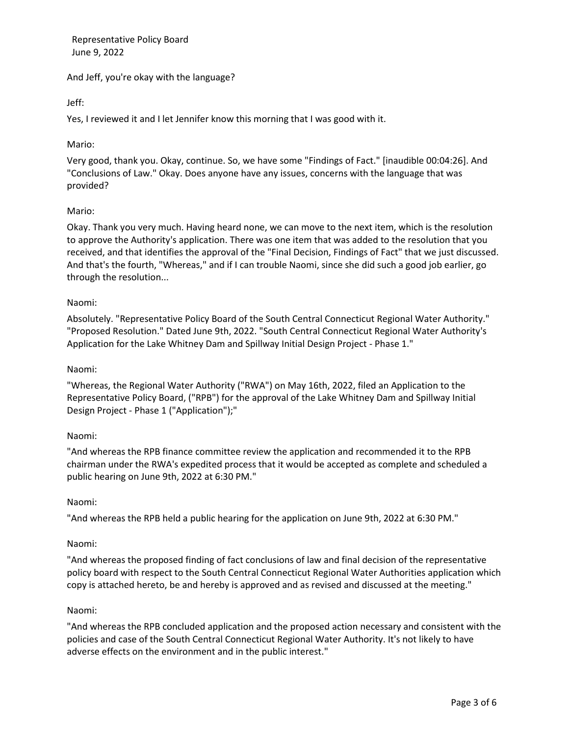And Jeff, you're okay with the language?

Jeff:

Yes, I reviewed it and I let Jennifer know this morning that I was good with it.

Mario:

Very good, thank you. Okay, continue. So, we have some "Findings of Fact." [inaudible 00:04:26]. And "Conclusions of Law." Okay. Does anyone have any issues, concerns with the language that was provided?

Mario:

Okay. Thank you very much. Having heard none, we can move to the next item, which is the resolution to approve the Authority's application. There was one item that was added to the resolution that you received, and that identifies the approval of the "Final Decision, Findings of Fact" that we just discussed. And that's the fourth, "Whereas," and if I can trouble Naomi, since she did such a good job earlier, go through the resolution...

Naomi:

Absolutely. "Representative Policy Board of the South Central Connecticut Regional Water Authority." "Proposed Resolution." Dated June 9th, 2022. "South Central Connecticut Regional Water Authority's Application for the Lake Whitney Dam and Spillway Initial Design Project - Phase 1."

Naomi:

"Whereas, the Regional Water Authority ("RWA") on May 16th, 2022, filed an Application to the Representative Policy Board, ("RPB") for the approval of the Lake Whitney Dam and Spillway Initial Design Project - Phase 1 ("Application");"

Naomi:

"And whereas the RPB finance committee review the application and recommended it to the RPB chairman under the RWA's expedited process that it would be accepted as complete and scheduled a public hearing on June 9th, 2022 at 6:30 PM."

Naomi:

"And whereas the RPB held a public hearing for the application on June 9th, 2022 at 6:30 PM."

Naomi:

"And whereas the proposed finding of fact conclusions of law and final decision of the representative policy board with respect to the South Central Connecticut Regional Water Authorities application which copy is attached hereto, be and hereby is approved and as revised and discussed at the meeting."

Naomi:

"And whereas the RPB concluded application and the proposed action necessary and consistent with the policies and case of the South Central Connecticut Regional Water Authority. It's not likely to have adverse effects on the environment and in the public interest."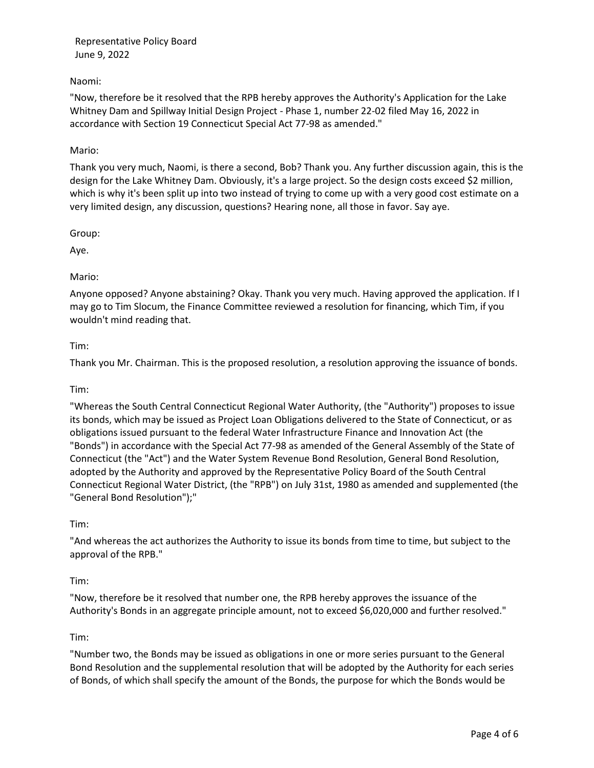Naomi:

"Now, therefore be it resolved that the RPB hereby approves the Authority's Application for the Lake Whitney Dam and Spillway Initial Design Project - Phase 1, number 22-02 filed May 16, 2022 in accordance with Section 19 Connecticut Special Act 77-98 as amended."

Mario:

Thank you very much, Naomi, is there a second, Bob? Thank you. Any further discussion again, this is the design for the Lake Whitney Dam. Obviously, it's a large project. So the design costs exceed $2 million, which is why it's been split up into two instead of trying to come up with a very good cost estimate on a very limited design, any discussion, questions? Hearing none, all those in favor. Say aye.

Group:

Aye.

Mario:

Anyone opposed? Anyone abstaining? Okay. Thank you very much. Having approved the application. If I may go to Tim Slocum, the Finance Committee reviewed a resolution for financing, which Tim, if you wouldn't mind reading that.

Tim:

Thank you Mr. Chairman. This is the proposed resolution, a resolution approving the issuance of bonds.

Tim:

"Whereas the South Central Connecticut Regional Water Authority, (the "Authority") proposes to issue its bonds, which may be issued as Project Loan Obligations delivered to the State of Connecticut, or as obligations issued pursuant to the federal Water Infrastructure Finance and Innovation Act (the "Bonds") in accordance with the Special Act 77-98 as amended of the General Assembly of the State of Connecticut (the "Act") and the Water System Revenue Bond Resolution, General Bond Resolution, adopted by the Authority and approved by the Representative Policy Board of the South Central Connecticut Regional Water District, (the "RPB") on July 31st, 1980 as amended and supplemented (the "General Bond Resolution");"

Tim:

"And whereas the act authorizes the Authority to issue its bonds from time to time, but subject to the approval of the RPB."

Tim:

"Now, therefore be it resolved that number one, the RPB hereby approves the issuance of the Authority's Bonds in an aggregate principle amount, not to exceed $6,020,000 and further resolved."

Tim:

"Number two, the Bonds may be issued as obligations in one or more series pursuant to the General Bond Resolution and the supplemental resolution that will be adopted by the Authority for each series of Bonds, of which shall specify the amount of the Bonds, the purpose for which the Bonds would be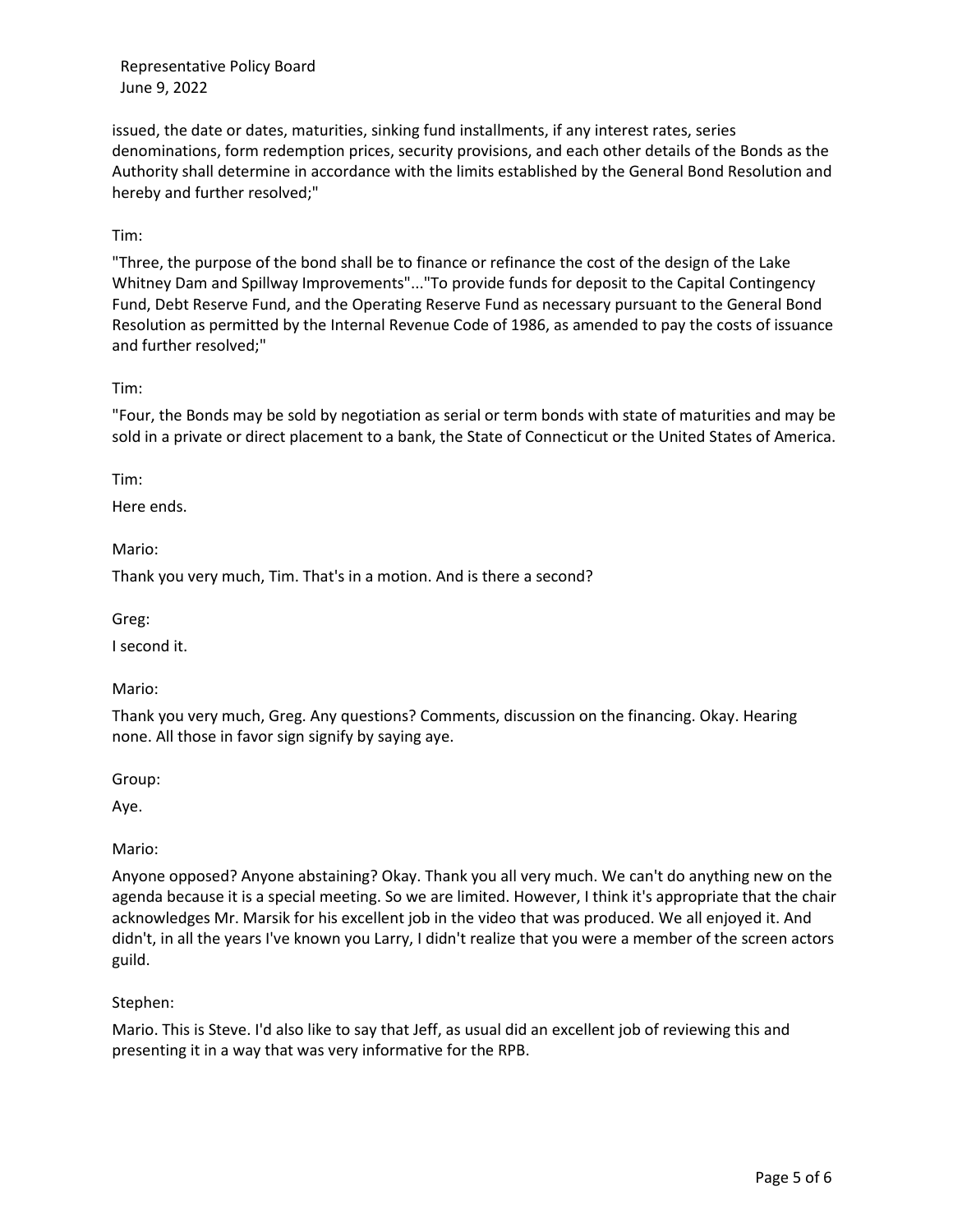issued, the date or dates, maturities, sinking fund installments, if any interest rates, series denominations, form redemption prices, security provisions, and each other details of the Bonds as the Authority shall determine in accordance with the limits established by the General Bond Resolution and hereby and further resolved;"

Tim:

"Three, the purpose of the bond shall be to finance or refinance the cost of the design of the Lake Whitney Dam and Spillway Improvements"..."To provide funds for deposit to the Capital Contingency Fund, Debt Reserve Fund, and the Operating Reserve Fund as necessary pursuant to the General Bond Resolution as permitted by the Internal Revenue Code of 1986, as amended to pay the costs of issuance and further resolved;"

Tim:

"Four, the Bonds may be sold by negotiation as serial or term bonds with state of maturities and may be sold in a private or direct placement to a bank, the State of Connecticut or the United States of America.

Tim:

Here ends.

Mario:

Thank you very much, Tim. That's in a motion. And is there a second?

Greg:

I second it.

Mario:

Thank you very much, Greg. Any questions? Comments, discussion on the financing. Okay. Hearing none. All those in favor sign signify by saying aye.

Group:

Aye.

Mario:

Anyone opposed? Anyone abstaining? Okay. Thank you all very much. We can't do anything new on the agenda because it is a special meeting. So we are limited. However, I think it's appropriate that the chair acknowledges Mr. Marsik for his excellent job in the video that was produced. We all enjoyed it. And didn't, in all the years I've known you Larry, I didn't realize that you were a member of the screen actors guild.

Stephen:

Mario. This is Steve. I'd also like to say that Jeff, as usual did an excellent job of reviewing this and presenting it in a way that was very informative for the RPB.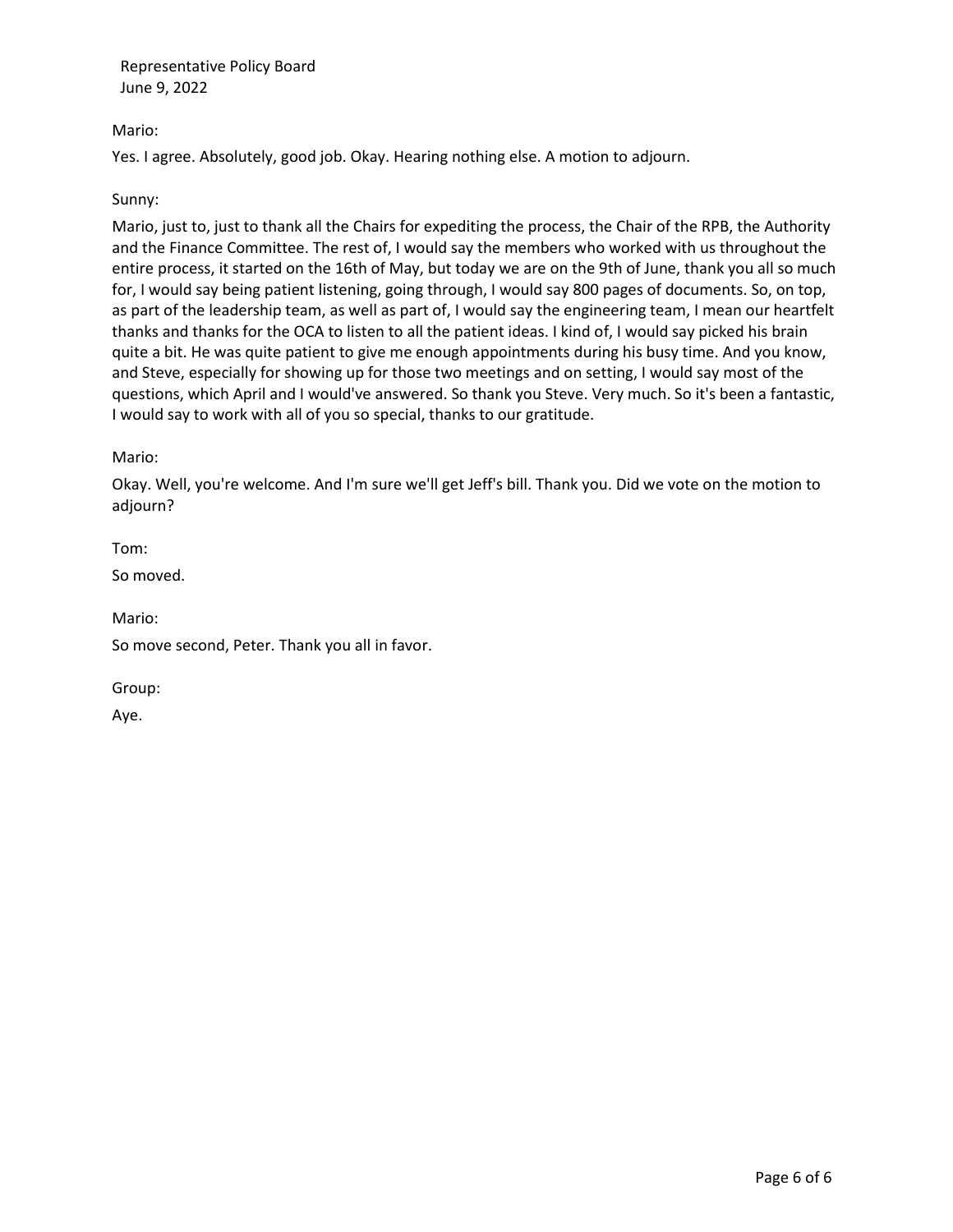Mario:

Yes. I agree. Absolutely, good job. Okay. Hearing nothing else. A motion to adjourn.

Sunny:

Mario, just to, just to thank all the Chairs for expediting the process, the Chair of the RPB, the Authority and the Finance Committee. The rest of, I would say the members who worked with us throughout the entire process, it started on the 16th of May, but today we are on the 9th of June, thank you all so much for, I would say being patient listening, going through, I would say 800 pages of documents. So, on top, as part of the leadership team, as well as part of, I would say the engineering team, I mean our heartfelt thanks and thanks for the OCA to listen to all the patient ideas. I kind of, I would say picked his brain quite a bit. He was quite patient to give me enough appointments during his busy time. And you know, and Steve, especially for showing up for those two meetings and on setting, I would say most of the questions, which April and I would've answered. So thank you Steve. Very much. So it's been a fantastic, I would say to work with all of you so special, thanks to our gratitude.

Mario:

Okay. Well, you're welcome. And I'm sure we'll get Jeff's bill. Thank you. Did we vote on the motion to adjourn?

Tom:

So moved.

Mario:

So move second, Peter. Thank you all in favor.

Group:

Aye.